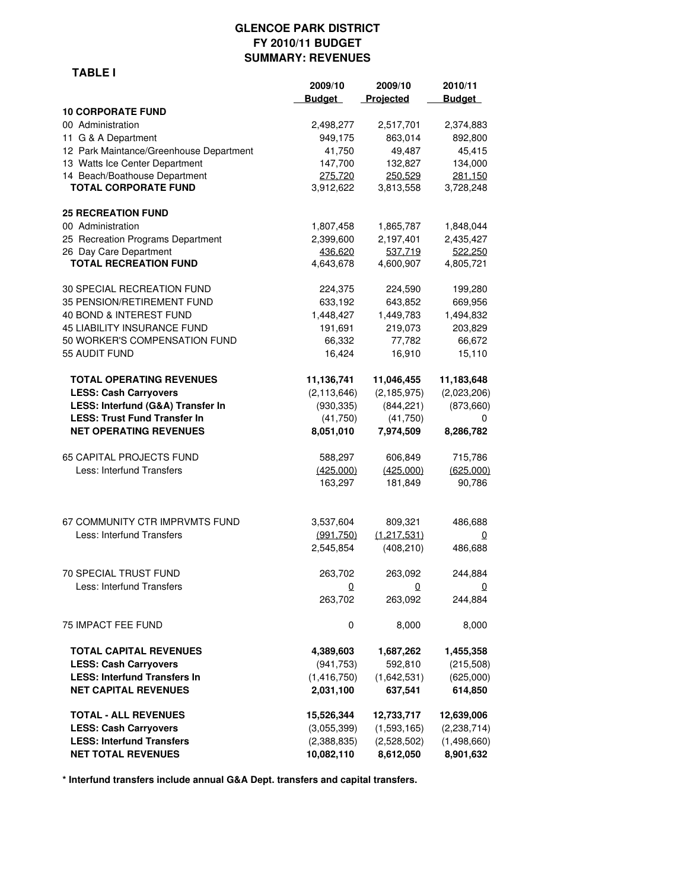# GLENCOE PARK DISTRICT
## FY 2010/11 BUDGET
## SUMMARY: REVENUES

**TABLE I**

| | 2009/10 Budget | 2009/10 Projected | 2010/11 Budget |
|---|---|---|---|
| **10 CORPORATE FUND** | | | |
| 00 Administration | 2,498,277 | 2,517,701 | 2,374,883 |
| 11 G & A Department | 949,175 | 863,014 | 892,800 |
| 12 Park Maintance/Greenhouse Department | 41,750 | 49,487 | 45,415 |
| 13 Watts Ice Center Department | 147,700 | 132,827 | 134,000 |
| 14 Beach/Boathouse Department | 275,720 | 250,529 | 281,150 |
| **TOTAL CORPORATE FUND** | 3,912,622 | 3,813,558 | 3,728,248 |
| | | | |
| **25 RECREATION FUND** | | | |
| 00 Administration | 1,807,458 | 1,865,787 | 1,848,044 |
| 25 Recreation Programs Department | 2,399,600 | 2,197,401 | 2,435,427 |
| 26 Day Care Department | 436,620 | 537,719 | 522,250 |
| **TOTAL RECREATION FUND** | 4,643,678 | 4,600,907 | 4,805,721 |
| | | | |
| 30 SPECIAL RECREATION FUND | 224,375 | 224,590 | 199,280 |
| 35 PENSION/RETIREMENT FUND | 633,192 | 643,852 | 669,956 |
| 40 BOND & INTEREST FUND | 1,448,427 | 1,449,783 | 1,494,832 |
| 45 LIABILITY INSURANCE FUND | 191,691 | 219,073 | 203,829 |
| 50 WORKER'S COMPENSATION FUND | 66,332 | 77,782 | 66,672 |
| 55 AUDIT FUND | 16,424 | 16,910 | 15,110 |
| | | | |
| **TOTAL OPERATING REVENUES** | **11,136,741** | **11,046,455** | **11,183,648** |
| **LESS: Cash Carryovers** | (2,113,646) | (2,185,975) | (2,023,206) |
| **LESS: Interfund (G&A) Transfer In** | (930,335) | (844,221) | (873,660) |
| **LESS: Trust Fund Transfer In** | (41,750) | (41,750) | 0 |
| **NET OPERATING REVENUES** | **8,051,010** | **7,974,509** | **8,286,782** |
| | | | |
| 65 CAPITAL PROJECTS FUND | 588,297 | 606,849 | 715,786 |
| Less: Interfund Transfers | (425,000) | (425,000) | (625,000) |
| | 163,297 | 181,849 | 90,786 |
| | | | |
| 67 COMMUNITY CTR IMPRVMTS FUND | 3,537,604 | 809,321 | 486,688 |
| Less: Interfund Transfers | (991,750) | (1,217,531) | 0 |
| | 2,545,854 | (408,210) | 486,688 |
| | | | |
| 70 SPECIAL TRUST FUND | 263,702 | 263,092 | 244,884 |
| Less: Interfund Transfers | 0 | 0 | 0 |
| | 263,702 | 263,092 | 244,884 |
| | | | |
| 75 IMPACT FEE FUND | 0 | 8,000 | 8,000 |
| | | | |
| **TOTAL CAPITAL REVENUES** | **4,389,603** | **1,687,262** | **1,455,358** |
| **LESS: Cash Carryovers** | (941,753) | 592,810 | (215,508) |
| **LESS: Interfund Transfers In** | (1,416,750) | (1,642,531) | (625,000) |
| **NET CAPITAL REVENUES** | **2,031,100** | **637,541** | **614,850** |
| | | | |
| **TOTAL - ALL REVENUES** | **15,526,344** | **12,733,717** | **12,639,006** |
| **LESS: Cash Carryovers** | (3,055,399) | (1,593,165) | (2,238,714) |
| **LESS: Interfund Transfers** | (2,388,835) | (2,528,502) | (1,498,660) |
| **NET TOTAL REVENUES** | **10,082,110** | **8,612,050** | **8,901,632** |

**\* Interfund transfers include annual G&A Dept. transfers and capital transfers.**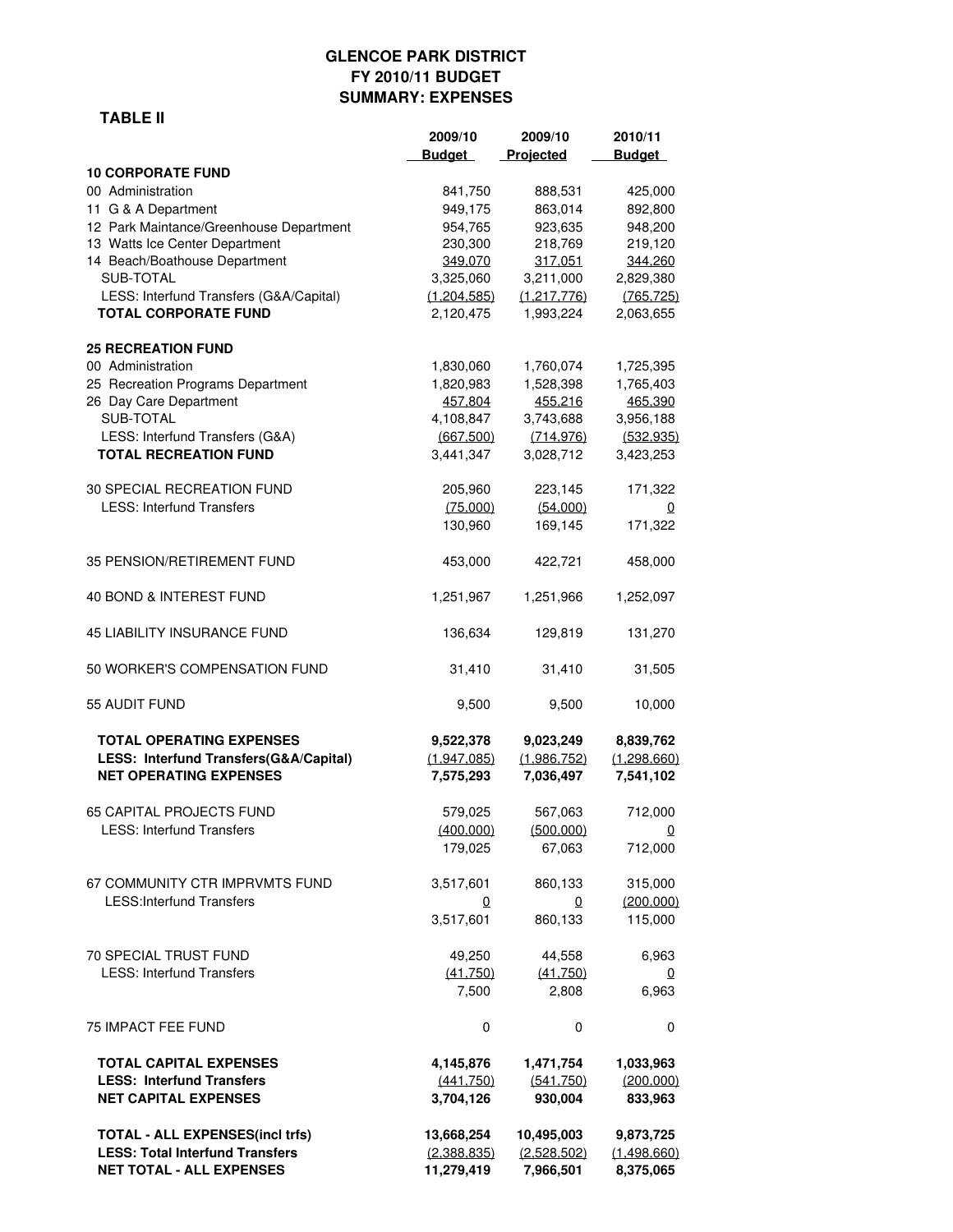# GLENCOE PARK DISTRICT
## FY 2010/11 BUDGET
## SUMMARY: EXPENSES

**TABLE II**

| | 2009/10 Budget | 2009/10 Projected | 2010/11 Budget |
|---|---|---|---|
| **10 CORPORATE FUND** | | | |
| 00 Administration | 841,750 | 888,531 | 425,000 |
| 11 G & A Department | 949,175 | 863,014 | 892,800 |
| 12 Park Maintance/Greenhouse Department | 954,765 | 923,635 | 948,200 |
| 13 Watts Ice Center Department | 230,300 | 218,769 | 219,120 |
| 14 Beach/Boathouse Department | 349,070 | 317,051 | 344,260 |
| SUB-TOTAL | 3,325,060 | 3,211,000 | 2,829,380 |
| LESS: Interfund Transfers (G&A/Capital) | (1,204,585) | (1,217,776) | (765,725) |
| **TOTAL CORPORATE FUND** | 2,120,475 | 1,993,224 | 2,063,655 |
| | | | |
| **25 RECREATION FUND** | | | |
| 00 Administration | 1,830,060 | 1,760,074 | 1,725,395 |
| 25 Recreation Programs Department | 1,820,983 | 1,528,398 | 1,765,403 |
| 26 Day Care Department | 457,804 | 455,216 | 465,390 |
| SUB-TOTAL | 4,108,847 | 3,743,688 | 3,956,188 |
| LESS: Interfund Transfers (G&A) | (667,500) | (714,976) | (532,935) |
| **TOTAL RECREATION FUND** | 3,441,347 | 3,028,712 | 3,423,253 |
| | | | |
| 30 SPECIAL RECREATION FUND | 205,960 | 223,145 | 171,322 |
| LESS: Interfund Transfers | (75,000) | (54,000) | 0 |
| | 130,960 | 169,145 | 171,322 |
| | | | |
| 35 PENSION/RETIREMENT FUND | 453,000 | 422,721 | 458,000 |
| | | | |
| 40 BOND & INTEREST FUND | 1,251,967 | 1,251,966 | 1,252,097 |
| | | | |
| 45 LIABILITY INSURANCE FUND | 136,634 | 129,819 | 131,270 |
| | | | |
| 50 WORKER'S COMPENSATION FUND | 31,410 | 31,410 | 31,505 |
| | | | |
| 55 AUDIT FUND | 9,500 | 9,500 | 10,000 |
| | | | |
| **TOTAL OPERATING EXPENSES** | **9,522,378** | **9,023,249** | **8,839,762** |
| **LESS: Interfund Transfers(G&A/Capital)** | **(1,947,085)** | **(1,986,752)** | **(1,298,660)** |
| **NET OPERATING EXPENSES** | **7,575,293** | **7,036,497** | **7,541,102** |
| | | | |
| 65 CAPITAL PROJECTS FUND | 579,025 | 567,063 | 712,000 |
| LESS: Interfund Transfers | (400,000) | (500,000) | 0 |
| | 179,025 | 67,063 | 712,000 |
| | | | |
| 67 COMMUNITY CTR IMPRVMTS FUND | 3,517,601 | 860,133 | 315,000 |
| LESS:Interfund Transfers | 0 | 0 | (200,000) |
| | 3,517,601 | 860,133 | 115,000 |
| | | | |
| 70 SPECIAL TRUST FUND | 49,250 | 44,558 | 6,963 |
| LESS: Interfund Transfers | (41,750) | (41,750) | 0 |
| | 7,500 | 2,808 | 6,963 |
| | | | |
| 75 IMPACT FEE FUND | 0 | 0 | 0 |
| | | | |
| **TOTAL CAPITAL EXPENSES** | **4,145,876** | **1,471,754** | **1,033,963** |
| **LESS: Interfund Transfers** | **(441,750)** | **(541,750)** | **(200,000)** |
| **NET CAPITAL EXPENSES** | **3,704,126** | **930,004** | **833,963** |
| | | | |
| **TOTAL - ALL EXPENSES(incl trfs)** | **13,668,254** | **10,495,003** | **9,873,725** |
| **LESS: Total Interfund Transfers** | **(2,388,835)** | **(2,528,502)** | **(1,498,660)** |
| **NET TOTAL - ALL EXPENSES** | **11,279,419** | **7,966,501** | **8,375,065** |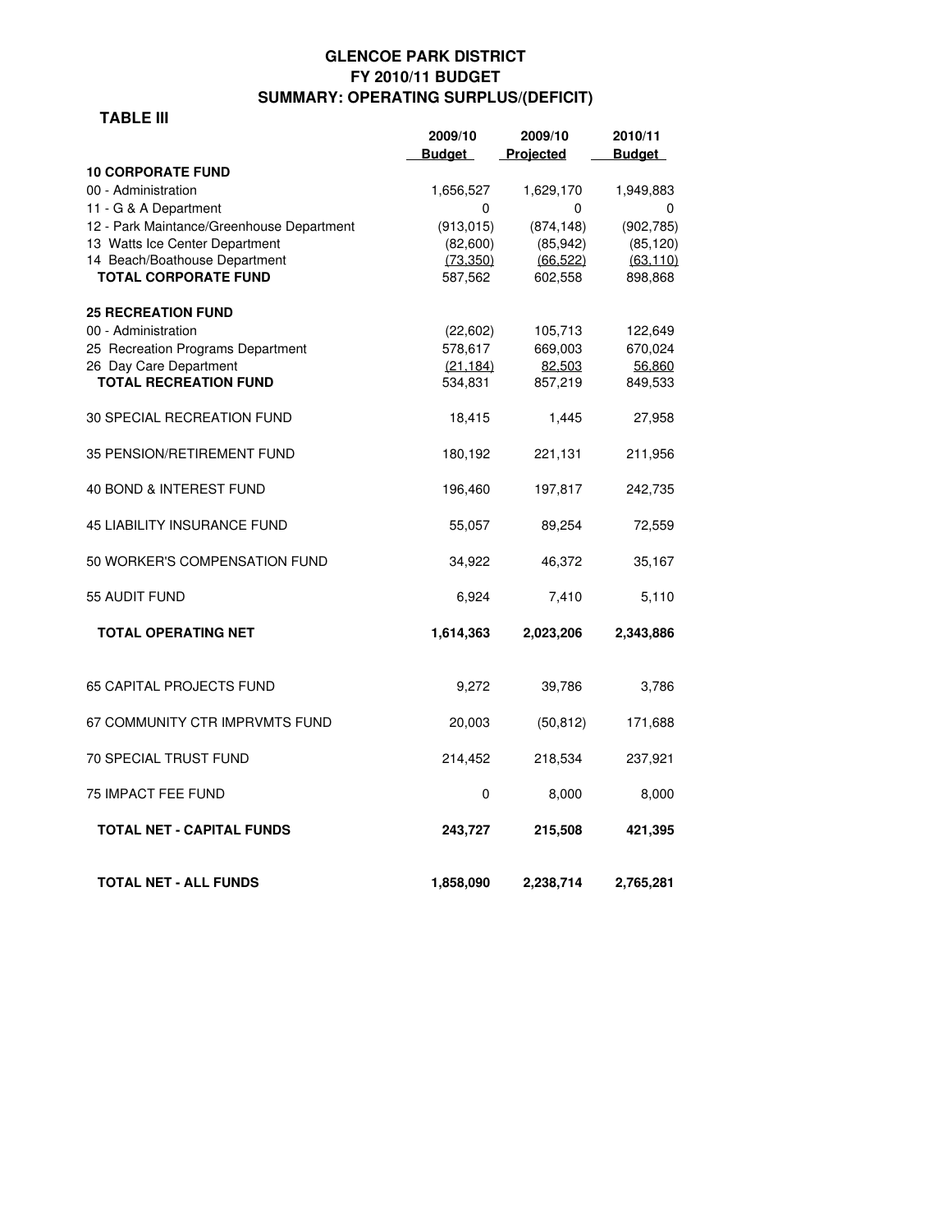# GLENCOE PARK DISTRICT
## FY 2010/11 BUDGET
## SUMMARY: OPERATING SURPLUS/(DEFICIT)

**TABLE III**

| | 2009/10 Budget | 2009/10 Projected | 2010/11 Budget |
|---|---|---|---|
| **10 CORPORATE FUND** | | | |
| 00 - Administration | 1,656,527 | 1,629,170 | 1,949,883 |
| 11 - G & A Department | 0 | 0 | 0 |
| 12 - Park Maintance/Greenhouse Department | (913,015) | (874,148) | (902,785) |
| 13 Watts Ice Center Department | (82,600) | (85,942) | (85,120) |
| 14 Beach/Boathouse Department | (73,350) | (66,522) | (63,110) |
| **TOTAL CORPORATE FUND** | 587,562 | 602,558 | 898,868 |
| **25 RECREATION FUND** | | | |
| 00 - Administration | (22,602) | 105,713 | 122,649 |
| 25 Recreation Programs Department | 578,617 | 669,003 | 670,024 |
| 26 Day Care Department | (21,184) | 82,503 | 56,860 |
| **TOTAL RECREATION FUND** | 534,831 | 857,219 | 849,533 |
| 30 SPECIAL RECREATION FUND | 18,415 | 1,445 | 27,958 |
| 35 PENSION/RETIREMENT FUND | 180,192 | 221,131 | 211,956 |
| 40 BOND & INTEREST FUND | 196,460 | 197,817 | 242,735 |
| 45 LIABILITY INSURANCE FUND | 55,057 | 89,254 | 72,559 |
| 50 WORKER'S COMPENSATION FUND | 34,922 | 46,372 | 35,167 |
| 55 AUDIT FUND | 6,924 | 7,410 | 5,110 |
| **TOTAL OPERATING NET** | **1,614,363** | **2,023,206** | **2,343,886** |
| 65 CAPITAL PROJECTS FUND | 9,272 | 39,786 | 3,786 |
| 67 COMMUNITY CTR IMPRVMTS FUND | 20,003 | (50,812) | 171,688 |
| 70 SPECIAL TRUST FUND | 214,452 | 218,534 | 237,921 |
| 75 IMPACT FEE FUND | 0 | 8,000 | 8,000 |
| **TOTAL NET - CAPITAL FUNDS** | **243,727** | **215,508** | **421,395** |
| **TOTAL NET - ALL FUNDS** | **1,858,090** | **2,238,714** | **2,765,281** |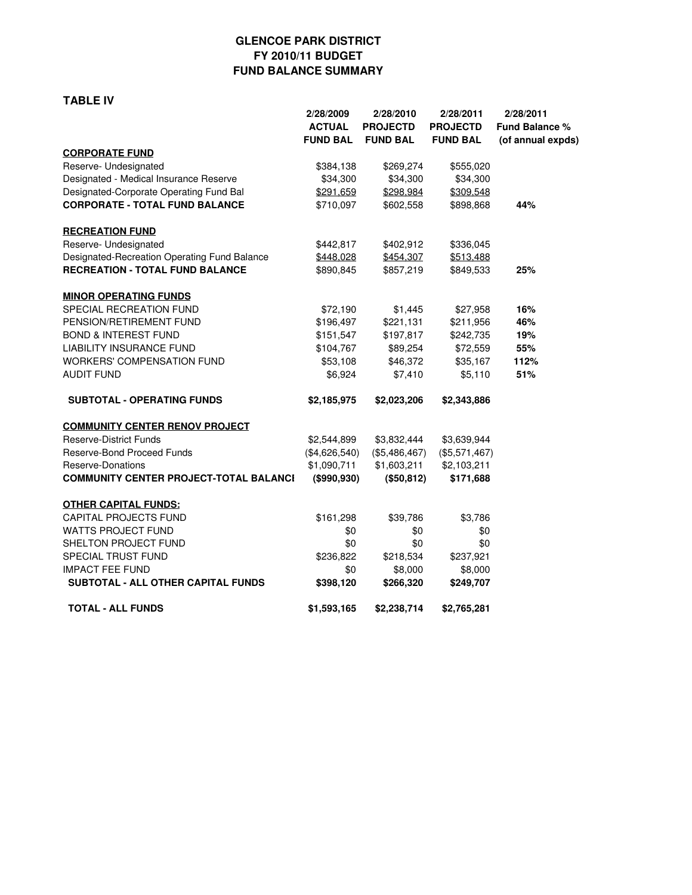# GLENCOE PARK DISTRICT
## FY 2010/11 BUDGET
## FUND BALANCE SUMMARY

**TABLE IV**

| | 2/28/2009 ACTUAL FUND BAL | 2/28/2010 PROJECTD FUND BAL | 2/28/2011 PROJECTD FUND BAL | 2/28/2011 Fund Balance % (of annual expds) |
|---|---|---|---|---|
| **CORPORATE FUND** | | | | |
| Reserve- Undesignated | $384,138 | $269,274 | $555,020 | |
| Designated - Medical Insurance Reserve | $34,300 | $34,300 | $34,300 | |
| Designated-Corporate Operating Fund Bal | $291,659 | $298,984 | $309,548 | |
| **CORPORATE - TOTAL FUND BALANCE** | $710,097 | $602,558 | $898,868 | **44%** |
| **RECREATION FUND** | | | | |
| Reserve- Undesignated | $442,817 | $402,912 | $336,045 | |
| Designated-Recreation Operating Fund Balance | $448,028 | $454,307 | $513,488 | |
| **RECREATION - TOTAL FUND BALANCE** | $890,845 | $857,219 | $849,533 | **25%** |
| **MINOR OPERATING FUNDS** | | | | |
| SPECIAL RECREATION FUND | $72,190 | $1,445 | $27,958 | **16%** |
| PENSION/RETIREMENT FUND | $196,497 | $221,131 | $211,956 | **46%** |
| BOND & INTEREST FUND | $151,547 | $197,817 | $242,735 | **19%** |
| LIABILITY INSURANCE FUND | $104,767 | $89,254 | $72,559 | **55%** |
| WORKERS' COMPENSATION FUND | $53,108 | $46,372 | $35,167 | **112%** |
| AUDIT FUND | $6,924 | $7,410 | $5,110 | **51%** |
| **SUBTOTAL - OPERATING FUNDS** | **$2,185,975** | **$2,023,206** | **$2,343,886** | |
| **COMMUNITY CENTER RENOV PROJECT** | | | | |
| Reserve-District Funds | $2,544,899 | $3,832,444 | $3,639,944 | |
| Reserve-Bond Proceed Funds | ($4,626,540) | ($5,486,467) | ($5,571,467) | |
| Reserve-Donations | $1,090,711 | $1,603,211 | $2,103,211 | |
| **COMMUNITY CENTER PROJECT-TOTAL BALANCE** | **($990,930)** | **($50,812)** | **$171,688** | |
| **OTHER CAPITAL FUNDS:** | | | | |
| CAPITAL PROJECTS FUND | $161,298 | $39,786 | $3,786 | |
| WATTS PROJECT FUND | $0 | $0 | $0 | |
| SHELTON PROJECT FUND | $0 | $0 | $0 | |
| SPECIAL TRUST FUND | $236,822 | $218,534 | $237,921 | |
| IMPACT FEE FUND | $0 | $8,000 | $8,000 | |
| **SUBTOTAL - ALL OTHER CAPITAL FUNDS** | **$398,120** | **$266,320** | **$249,707** | |
| **TOTAL - ALL FUNDS** | **$1,593,165** | **$2,238,714** | **$2,765,281** | |